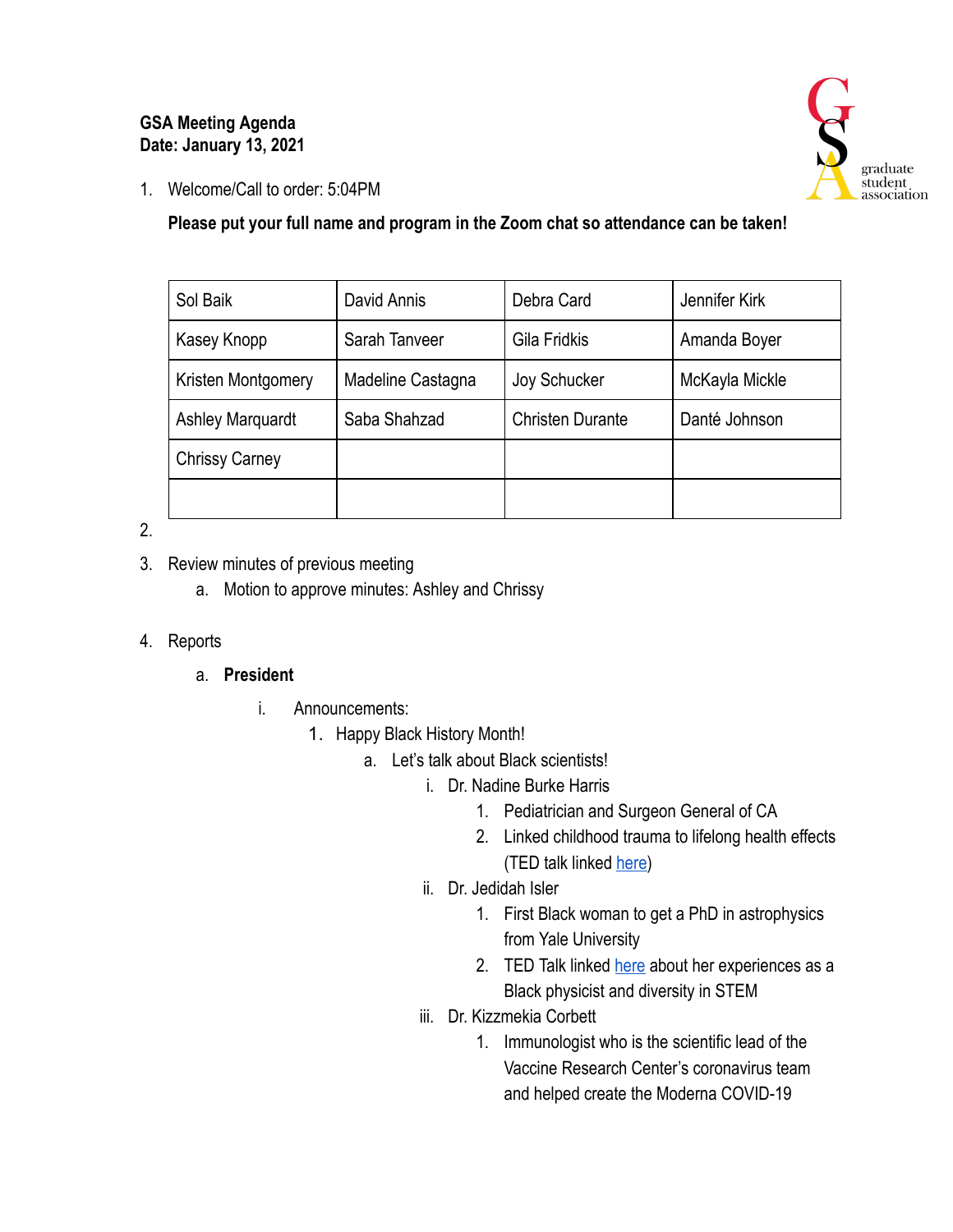**GSA Meeting Agenda**
**Date: January 13, 2021**

graduate student association

1. Welcome/Call to order: 5:04PM

   **Please put your full name and program in the Zoom chat so attendance can be taken!**

| Sol Baik | David Annis | Debra Card | Jennifer Kirk |
|---|---|---|---|
| Kasey Knopp | Sarah Tanveer | Gila Fridkis | Amanda Boyer |
| Kristen Montgomery | Madeline Castagna | Joy Schucker | McKayla Mickle |
| Ashley Marquardt | Saba Shahzad | Christen Durante | Danté Johnson |
| Chrissy Carney | | | |
| | | | |

2.

3. Review minutes of previous meeting
   a. Motion to approve minutes: Ashley and Chrissy

4. Reports
   a. **President**
      i. Announcements:
         1. Happy Black History Month!
            a. Let's talk about Black scientists!
               i. Dr. Nadine Burke Harris
                  1. Pediatrician and Surgeon General of CA
                  2. Linked childhood trauma to lifelong health effects (TED talk linked here)
               ii. Dr. Jedidah Isler
                  1. First Black woman to get a PhD in astrophysics from Yale University
                  2. TED Talk linked here about her experiences as a Black physicist and diversity in STEM
               iii. Dr. Kizzmekia Corbett
                  1. Immunologist who is the scientific lead of the Vaccine Research Center's coronavirus team and helped create the Moderna COVID-19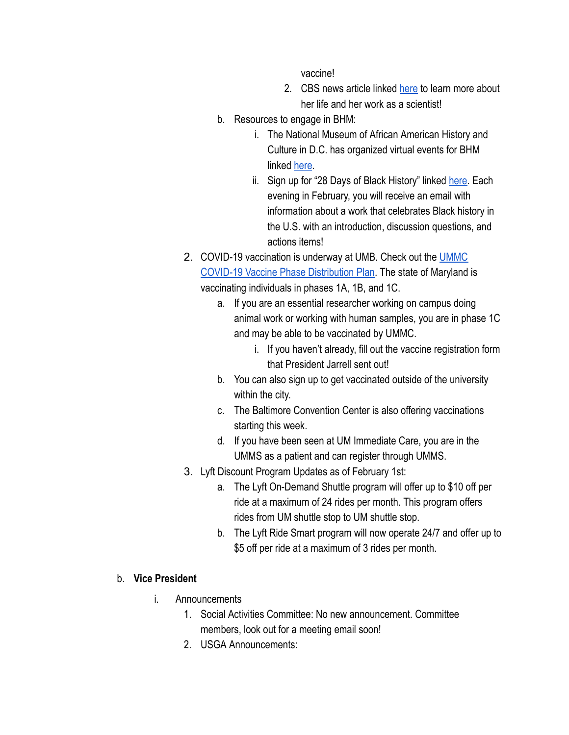vaccine!

2. CBS news article linked [here](#) to learn more about her life and her work as a scientist!

b. Resources to engage in BHM:
   i. The National Museum of African American History and Culture in D.C. has organized virtual events for BHM linked [here](#).
   ii. Sign up for "28 Days of Black History" linked [here](#). Each evening in February, you will receive an email with information about a work that celebrates Black history in the U.S. with an introduction, discussion questions, and actions items!

2. COVID-19 vaccination is underway at UMB. Check out the [UMMC COVID-19 Vaccine Phase Distribution Plan](#). The state of Maryland is vaccinating individuals in phases 1A, 1B, and 1C.
   a. If you are an essential researcher working on campus doing animal work or working with human samples, you are in phase 1C and may be able to be vaccinated by UMMC.
      i. If you haven't already, fill out the vaccine registration form that President Jarrell sent out!
   b. You can also sign up to get vaccinated outside of the university within the city.
   c. The Baltimore Convention Center is also offering vaccinations starting this week.
   d. If you have been seen at UM Immediate Care, you are in the UMMS as a patient and can register through UMMS.

3. Lyft Discount Program Updates as of February 1st:
   a. The Lyft On-Demand Shuttle program will offer up to $10 off per ride at a maximum of 24 rides per month. This program offers rides from UM shuttle stop to UM shuttle stop.
   b. The Lyft Ride Smart program will now operate 24/7 and offer up to $5 off per ride at a maximum of 3 rides per month.

b. **Vice President**

   i. Announcements
      1. Social Activities Committee: No new announcement. Committee members, look out for a meeting email soon!
      2. USGA Announcements: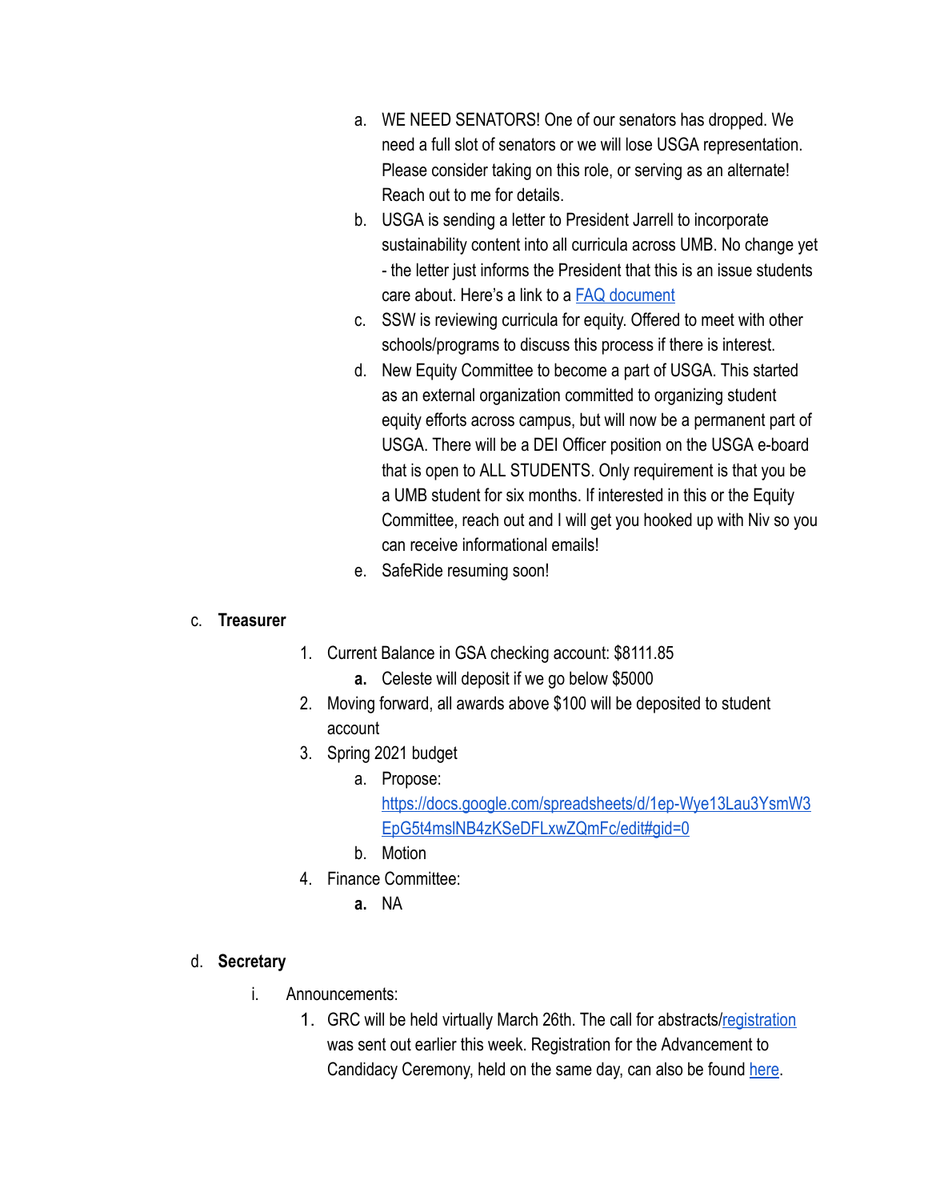a. WE NEED SENATORS! One of our senators has dropped. We need a full slot of senators or we will lose USGA representation. Please consider taking on this role, or serving as an alternate! Reach out to me for details.

b. USGA is sending a letter to President Jarrell to incorporate sustainability content into all curricula across UMB. No change yet - the letter just informs the President that this is an issue students care about. Here's a link to a FAQ document

c. SSW is reviewing curricula for equity. Offered to meet with other schools/programs to discuss this process if there is interest.

d. New Equity Committee to become a part of USGA. This started as an external organization committed to organizing student equity efforts across campus, but will now be a permanent part of USGA. There will be a DEI Officer position on the USGA e-board that is open to ALL STUDENTS. Only requirement is that you be a UMB student for six months. If interested in this or the Equity Committee, reach out and I will get you hooked up with Niv so you can receive informational emails!

e. SafeRide resuming soon!

c. **Treasurer**

1. Current Balance in GSA checking account: $8111.85
   - **a.** Celeste will deposit if we go below $5000
2. Moving forward, all awards above $100 will be deposited to student account
3. Spring 2021 budget
   - a. Propose: https://docs.google.com/spreadsheets/d/1ep-Wye13Lau3YsmW3EpG5t4mslNB4zKSeDFLxwZQmFc/edit#gid=0
   - b. Motion
4. Finance Committee:
   - **a.** NA

d. **Secretary**

i. Announcements:

1. GRC will be held virtually March 26th. The call for abstracts/registration was sent out earlier this week. Registration for the Advancement to Candidacy Ceremony, held on the same day, can also be found here.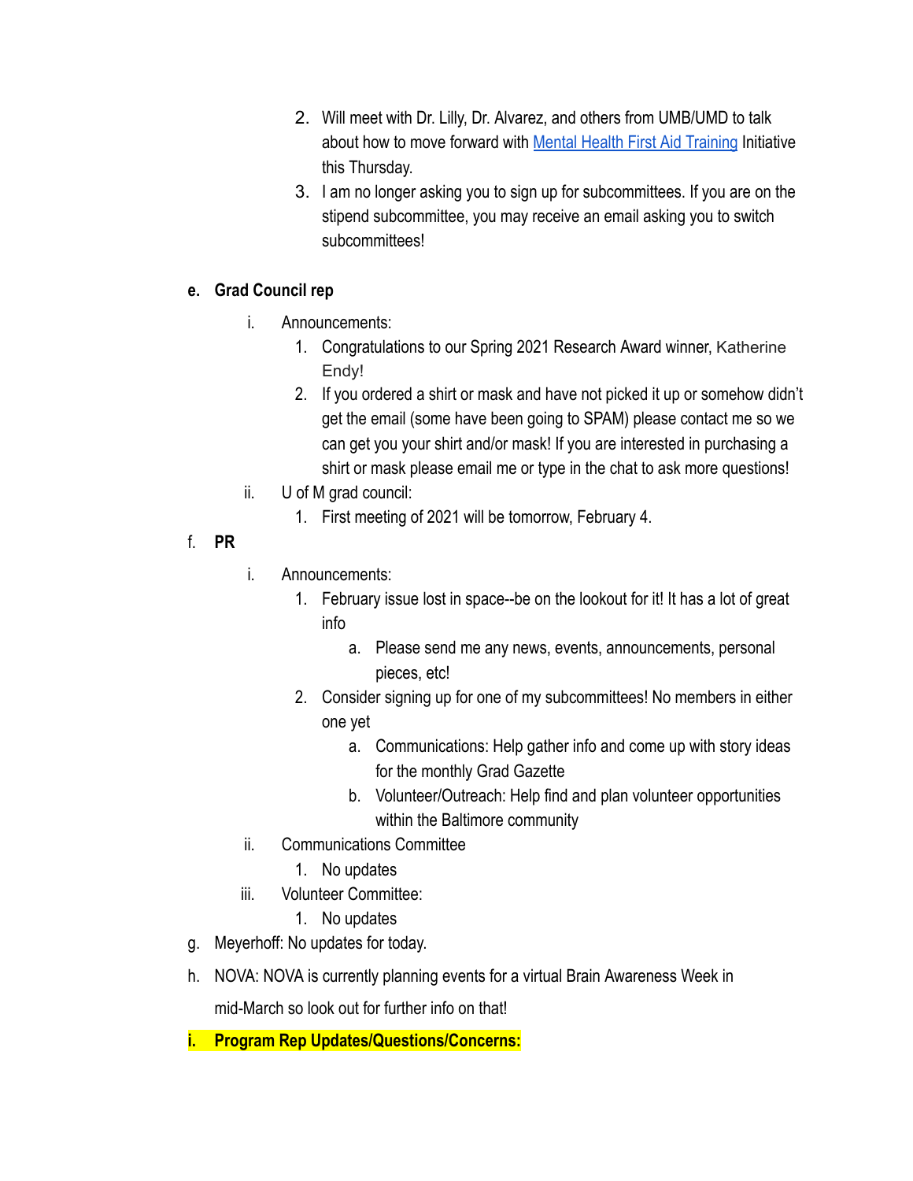2. Will meet with Dr. Lilly, Dr. Alvarez, and others from UMB/UMD to talk about how to move forward with Mental Health First Aid Training Initiative this Thursday.
3. I am no longer asking you to sign up for subcommittees. If you are on the stipend subcommittee, you may receive an email asking you to switch subcommittees!

e. **Grad Council rep**

   i. Announcements:
      1. Congratulations to our Spring 2021 Research Award winner, Katherine Endy!
      2. If you ordered a shirt or mask and have not picked it up or somehow didn't get the email (some have been going to SPAM) please contact me so we can get you your shirt and/or mask! If you are interested in purchasing a shirt or mask please email me or type in the chat to ask more questions!

   ii. U of M grad council:
      1. First meeting of 2021 will be tomorrow, February 4.

f. **PR**

   i. Announcements:
      1. February issue lost in space--be on the lookout for it! It has a lot of great info
         a. Please send me any news, events, announcements, personal pieces, etc!
      2. Consider signing up for one of my subcommittees! No members in either one yet
         a. Communications: Help gather info and come up with story ideas for the monthly Grad Gazette
         b. Volunteer/Outreach: Help find and plan volunteer opportunities within the Baltimore community

   ii. Communications Committee
      1. No updates

   iii. Volunteer Committee:
      1. No updates

g. Meyerhoff: No updates for today.

h. NOVA: NOVA is currently planning events for a virtual Brain Awareness Week in mid-March so look out for further info on that!

i. **Program Rep Updates/Questions/Concerns:**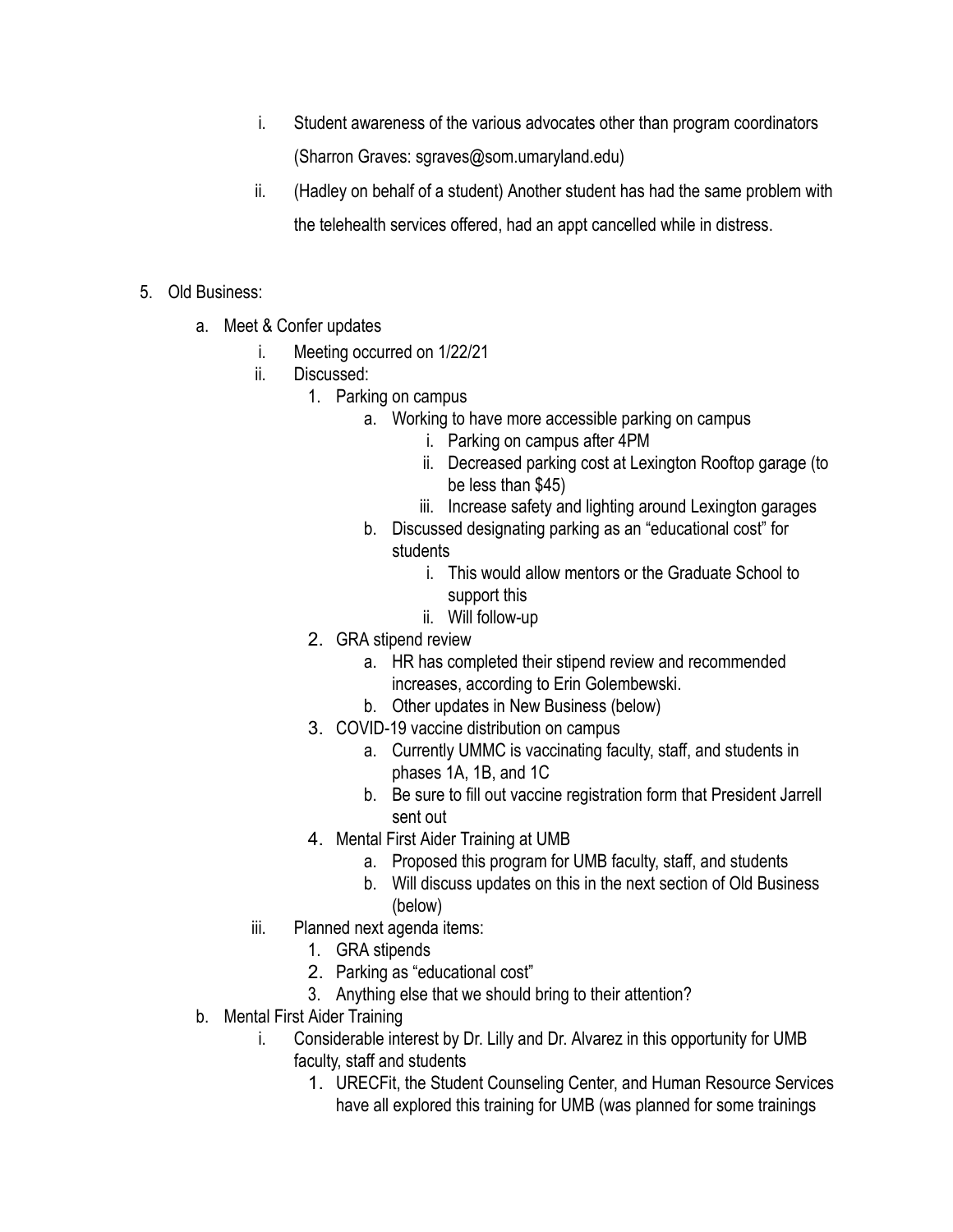i. Student awareness of the various advocates other than program coordinators (Sharron Graves: sgraves@som.umaryland.edu)
   ii. (Hadley on behalf of a student) Another student has had the same problem with the telehealth services offered, had an appt cancelled while in distress.

5. Old Business:
   a. Meet & Confer updates
      i. Meeting occurred on 1/22/21
      ii. Discussed:
         1. Parking on campus
            a. Working to have more accessible parking on campus
               i. Parking on campus after 4PM
               ii. Decreased parking cost at Lexington Rooftop garage (to be less than $45)
               iii. Increase safety and lighting around Lexington garages
            b. Discussed designating parking as an "educational cost" for students
               i. This would allow mentors or the Graduate School to support this
               ii. Will follow-up
         2. GRA stipend review
            a. HR has completed their stipend review and recommended increases, according to Erin Golembewski.
            b. Other updates in New Business (below)
         3. COVID-19 vaccine distribution on campus
            a. Currently UMMC is vaccinating faculty, staff, and students in phases 1A, 1B, and 1C
            b. Be sure to fill out vaccine registration form that President Jarrell sent out
         4. Mental First Aider Training at UMB
            a. Proposed this program for UMB faculty, staff, and students
            b. Will discuss updates on this in the next section of Old Business (below)
      iii. Planned next agenda items:
         1. GRA stipends
         2. Parking as "educational cost"
         3. Anything else that we should bring to their attention?
   b. Mental First Aider Training
      i. Considerable interest by Dr. Lilly and Dr. Alvarez in this opportunity for UMB faculty, staff and students
         1. URECFit, the Student Counseling Center, and Human Resource Services have all explored this training for UMB (was planned for some trainings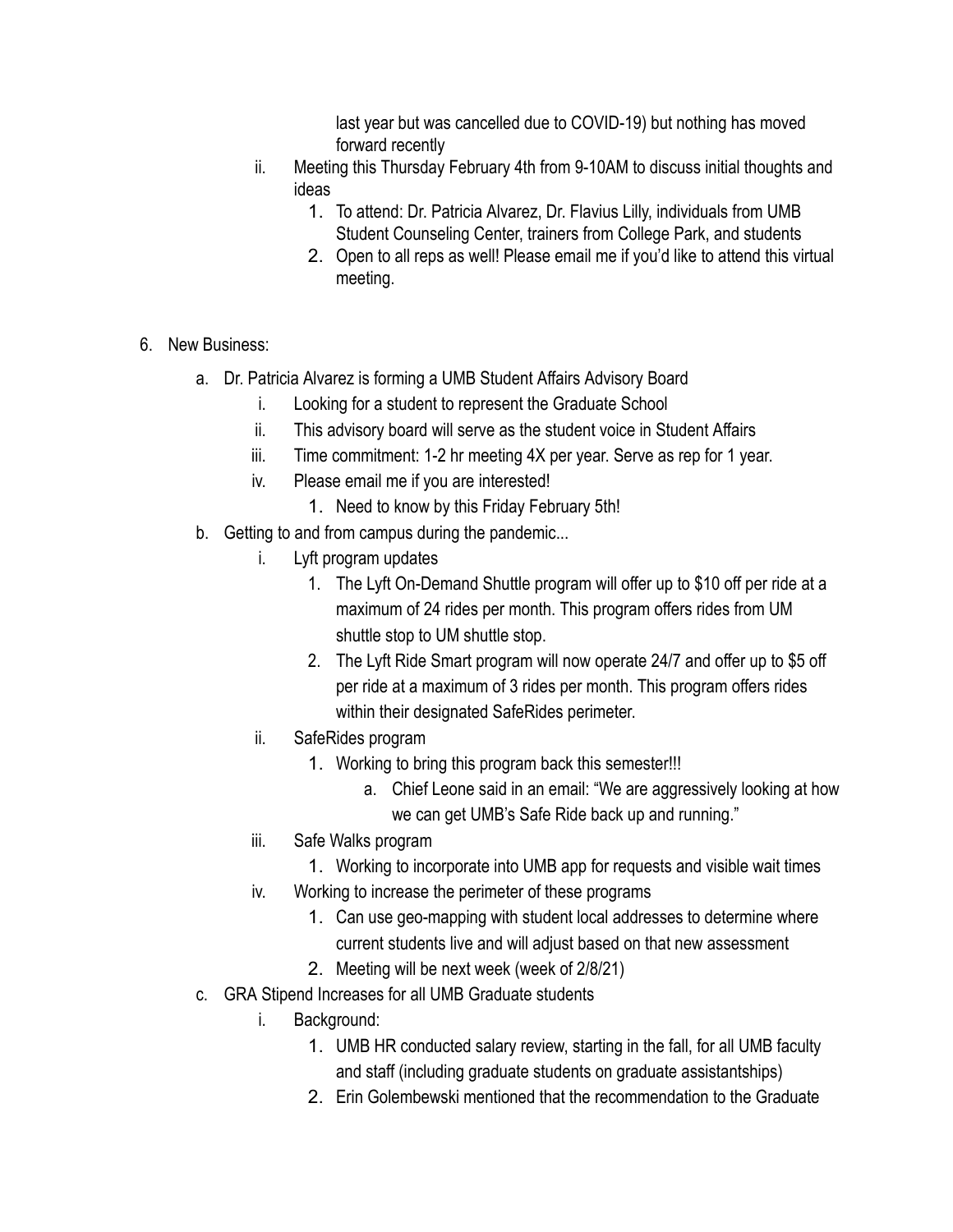last year but was cancelled due to COVID-19) but nothing has moved forward recently

ii. Meeting this Thursday February 4th from 9-10AM to discuss initial thoughts and ideas
   1. To attend: Dr. Patricia Alvarez, Dr. Flavius Lilly, individuals from UMB Student Counseling Center, trainers from College Park, and students
   2. Open to all reps as well! Please email me if you'd like to attend this virtual meeting.

6. New Business:
   a. Dr. Patricia Alvarez is forming a UMB Student Affairs Advisory Board
      i. Looking for a student to represent the Graduate School
      ii. This advisory board will serve as the student voice in Student Affairs
      iii. Time commitment: 1-2 hr meeting 4X per year. Serve as rep for 1 year.
      iv. Please email me if you are interested!
         1. Need to know by this Friday February 5th!
   b. Getting to and from campus during the pandemic...
      i. Lyft program updates
         1. The Lyft On-Demand Shuttle program will offer up to $10 off per ride at a maximum of 24 rides per month. This program offers rides from UM shuttle stop to UM shuttle stop.
         2. The Lyft Ride Smart program will now operate 24/7 and offer up to $5 off per ride at a maximum of 3 rides per month. This program offers rides within their designated SafeRides perimeter.
      ii. SafeRides program
         1. Working to bring this program back this semester!!!
            a. Chief Leone said in an email: "We are aggressively looking at how we can get UMB's Safe Ride back up and running."
      iii. Safe Walks program
         1. Working to incorporate into UMB app for requests and visible wait times
      iv. Working to increase the perimeter of these programs
         1. Can use geo-mapping with student local addresses to determine where current students live and will adjust based on that new assessment
         2. Meeting will be next week (week of 2/8/21)
   c. GRA Stipend Increases for all UMB Graduate students
      i. Background:
         1. UMB HR conducted salary review, starting in the fall, for all UMB faculty and staff (including graduate students on graduate assistantships)
         2. Erin Golembewski mentioned that the recommendation to the Graduate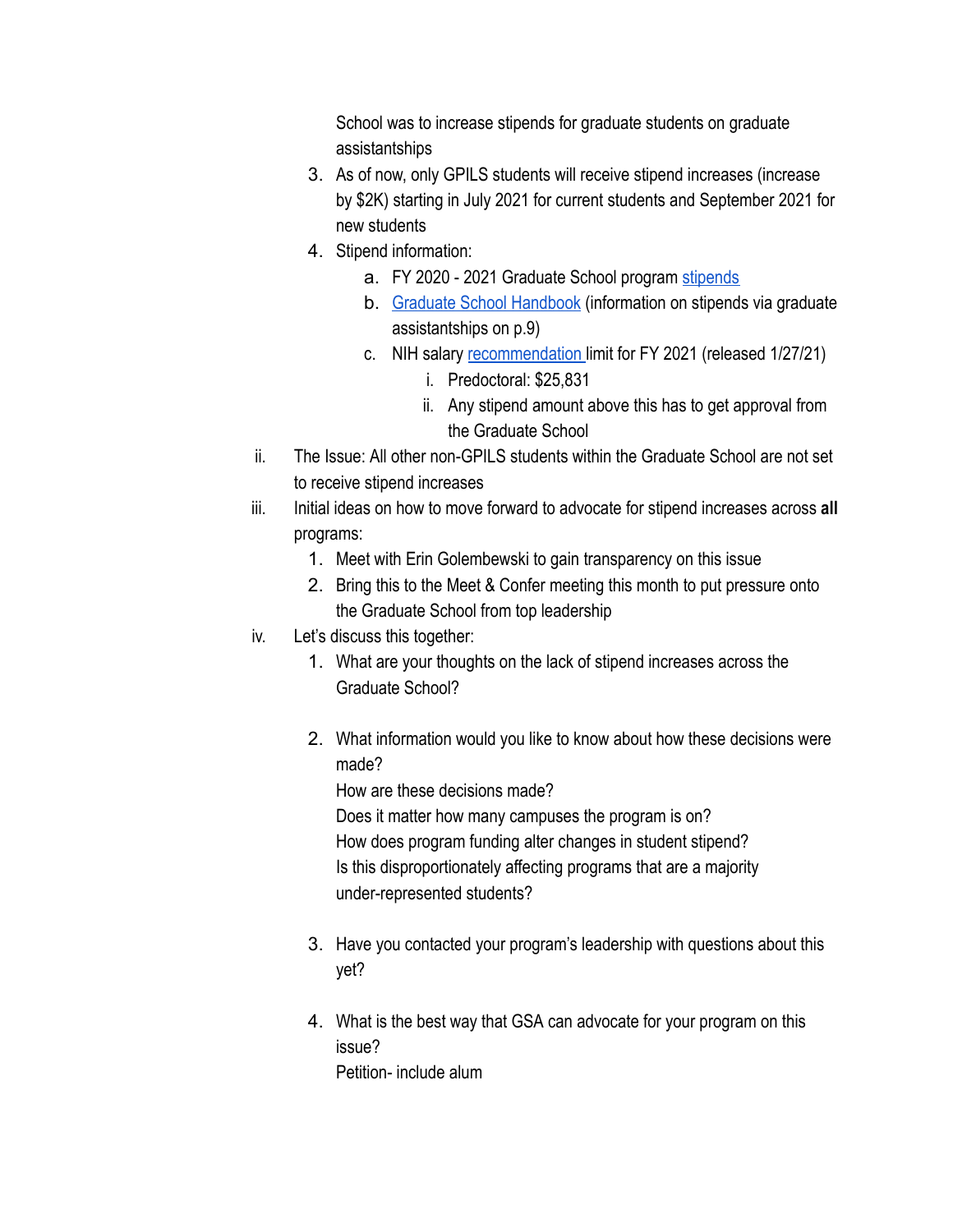School was to increase stipends for graduate students on graduate assistantships

3. As of now, only GPILS students will receive stipend increases (increase by $2K) starting in July 2021 for current students and September 2021 for new students
4. Stipend information:
    a. FY 2020 - 2021 Graduate School program stipends
    b. Graduate School Handbook (information on stipends via graduate assistantships on p.9)
    c. NIH salary recommendation limit for FY 2021 (released 1/27/21)
        i. Predoctoral: $25,831
        ii. Any stipend amount above this has to get approval from the Graduate School

ii. The Issue: All other non-GPILS students within the Graduate School are not set to receive stipend increases

iii. Initial ideas on how to move forward to advocate for stipend increases across **all** programs:
1. Meet with Erin Golembewski to gain transparency on this issue
2. Bring this to the Meet & Confer meeting this month to put pressure onto the Graduate School from top leadership

iv. Let's discuss this together:
1. What are your thoughts on the lack of stipend increases across the Graduate School?

2. What information would you like to know about how these decisions were made?
   How are these decisions made?
   Does it matter how many campuses the program is on?
   How does program funding alter changes in student stipend?
   Is this disproportionately affecting programs that are a majority under-represented students?

3. Have you contacted your program's leadership with questions about this yet?

4. What is the best way that GSA can advocate for your program on this issue?
   Petition- include alum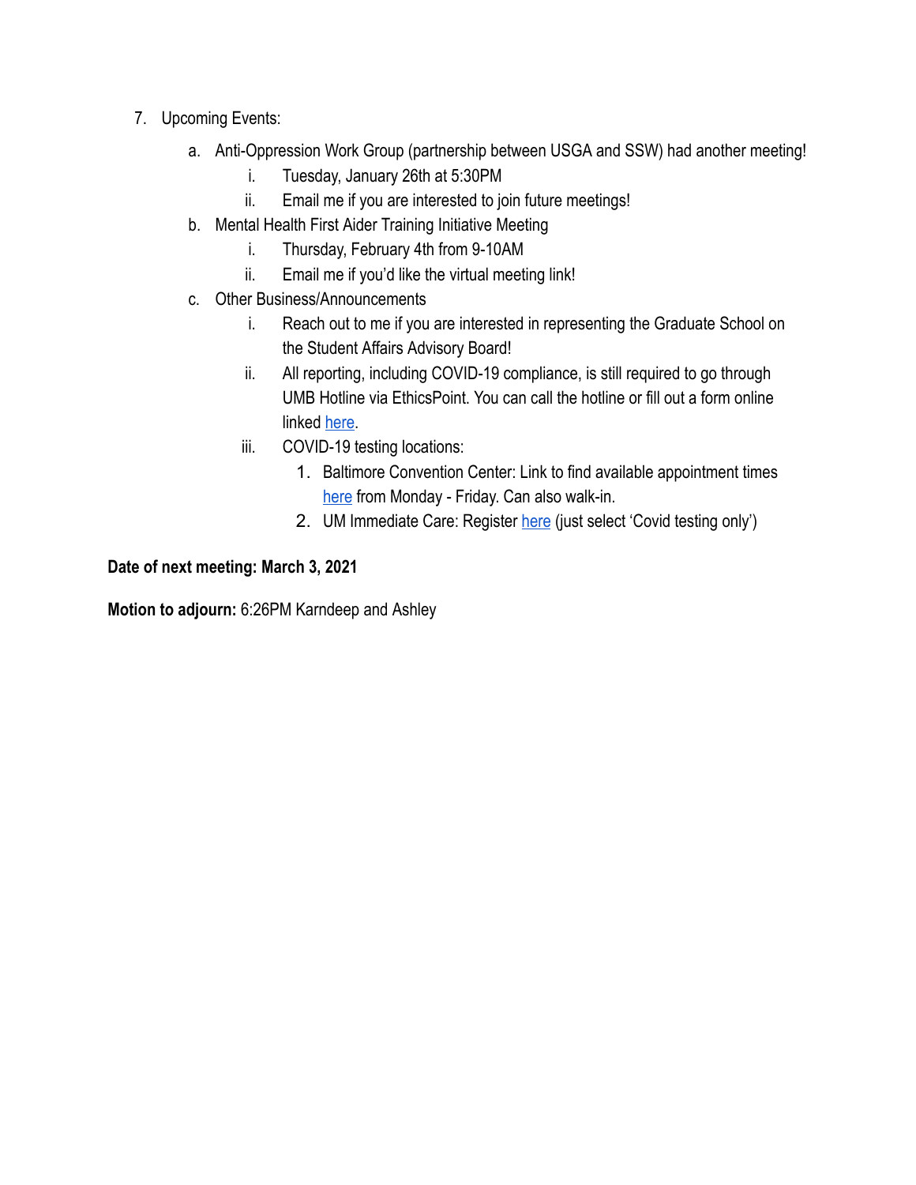7. Upcoming Events:
    a. Anti-Oppression Work Group (partnership between USGA and SSW) had another meeting!
        i. Tuesday, January 26th at 5:30PM
        ii. Email me if you are interested to join future meetings!
    b. Mental Health First Aider Training Initiative Meeting
        i. Thursday, February 4th from 9-10AM
        ii. Email me if you'd like the virtual meeting link!
    c. Other Business/Announcements
        i. Reach out to me if you are interested in representing the Graduate School on the Student Affairs Advisory Board!
        ii. All reporting, including COVID-19 compliance, is still required to go through UMB Hotline via EthicsPoint. You can call the hotline or fill out a form online linked here.
        iii. COVID-19 testing locations:
            1. Baltimore Convention Center: Link to find available appointment times here from Monday - Friday. Can also walk-in.
            2. UM Immediate Care: Register here (just select 'Covid testing only')

**Date of next meeting: March 3, 2021**

**Motion to adjourn:** 6:26PM Karndeep and Ashley